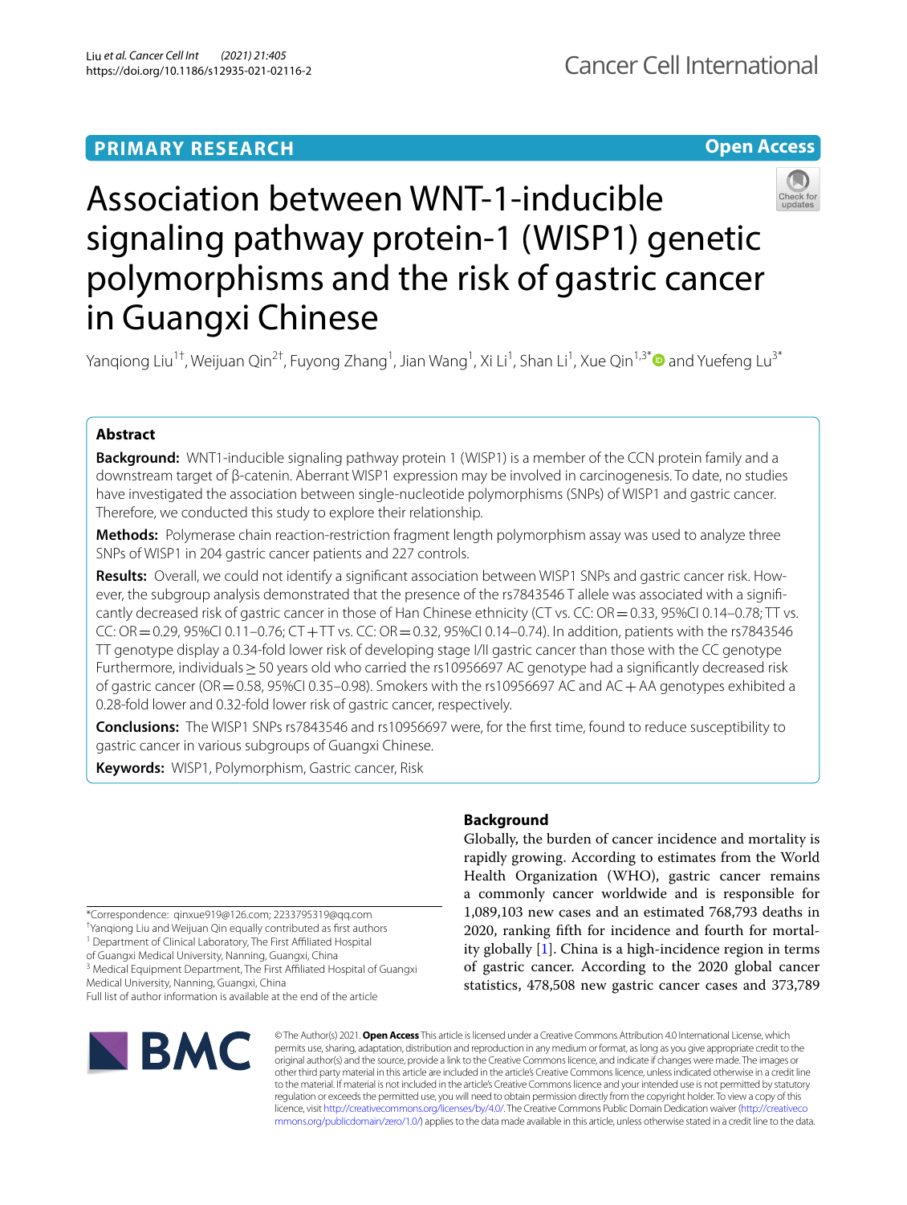PRIMARY RESEARCH

Open Access

# Association between WNT-1-inducible signaling pathway protein-1 (WISP1) genetic polymorphisms and the risk of gastric cancer in Guangxi Chinese

Yanqiong Liu[1†], Weijuan Qin[2†], Fuyong Zhang[1], Jian Wang[1], Xi Li[1], Shan Li[1], Xue Qin[1,3*] and Yuefeng Lu[3*]

## Abstract

**Background:** WNT1-inducible signaling pathway protein 1 (WISP1) is a member of the CCN protein family and a downstream target of β-catenin. Aberrant WISP1 expression may be involved in carcinogenesis. To date, no studies have investigated the association between single-nucleotide polymorphisms (SNPs) of WISP1 and gastric cancer. Therefore, we conducted this study to explore their relationship.

**Methods:** Polymerase chain reaction-restriction fragment length polymorphism assay was used to analyze three SNPs of WISP1 in 204 gastric cancer patients and 227 controls.

**Results:** Overall, we could not identify a significant association between WISP1 SNPs and gastric cancer risk. However, the subgroup analysis demonstrated that the presence of the rs7843546 T allele was associated with a significantly decreased risk of gastric cancer in those of Han Chinese ethnicity (CT vs. CC: OR = 0.33, 95%CI 0.14–0.78; TT vs. CC: OR = 0.29, 95%CI 0.11–0.76; CT + TT vs. CC: OR = 0.32, 95%CI 0.14–0.74). In addition, patients with the rs7843546 TT genotype display a 0.34-fold lower risk of developing stage I/II gastric cancer than those with the CC genotype Furthermore, individuals ≥ 50 years old who carried the rs10956697 AC genotype had a significantly decreased risk of gastric cancer (OR = 0.58, 95%CI 0.35–0.98). Smokers with the rs10956697 AC and AC + AA genotypes exhibited a 0.28-fold lower and 0.32-fold lower risk of gastric cancer, respectively.

**Conclusions:** The WISP1 SNPs rs7843546 and rs10956697 were, for the first time, found to reduce susceptibility to gastric cancer in various subgroups of Guangxi Chinese.

**Keywords:** WISP1, Polymorphism, Gastric cancer, Risk

## Background

Globally, the burden of cancer incidence and mortality is rapidly growing. According to estimates from the World Health Organization (WHO), gastric cancer remains a commonly cancer worldwide and is responsible for 1,089,103 new cases and an estimated 768,793 deaths in 2020, ranking fifth for incidence and fourth for mortality globally [1]. China is a high-incidence region in terms of gastric cancer. According to the 2020 global cancer statistics, 478,508 new gastric cancer cases and 373,789

*Correspondence: qinxue919@126.com; 2233795319@qq.com

†Yanqiong Liu and Weijuan Qin equally contributed as first authors

[1] Department of Clinical Laboratory, The First Affiliated Hospital of Guangxi Medical University, Nanning, Guangxi, China

[3] Medical Equipment Department, The First Affiliated Hospital of Guangxi Medical University, Nanning, Guangxi, China

Full list of author information is available at the end of the article

© The Author(s) 2021. **Open Access** This article is licensed under a Creative Commons Attribution 4.0 International License, which permits use, sharing, adaptation, distribution and reproduction in any medium or format, as long as you give appropriate credit to the original author(s) and the source, provide a link to the Creative Commons licence, and indicate if changes were made. The images or other third party material in this article are included in the article's Creative Commons licence, unless indicated otherwise in a credit line to the material. If material is not included in the article's Creative Commons licence and your intended use is not permitted by statutory regulation or exceeds the permitted use, you will need to obtain permission directly from the copyright holder. To view a copy of this licence, visit http://creativecommons.org/licenses/by/4.0/. The Creative Commons Public Domain Dedication waiver (http://creativecommons.org/publicdomain/zero/1.0/) applies to the data made available in this article, unless otherwise stated in a credit line to the data.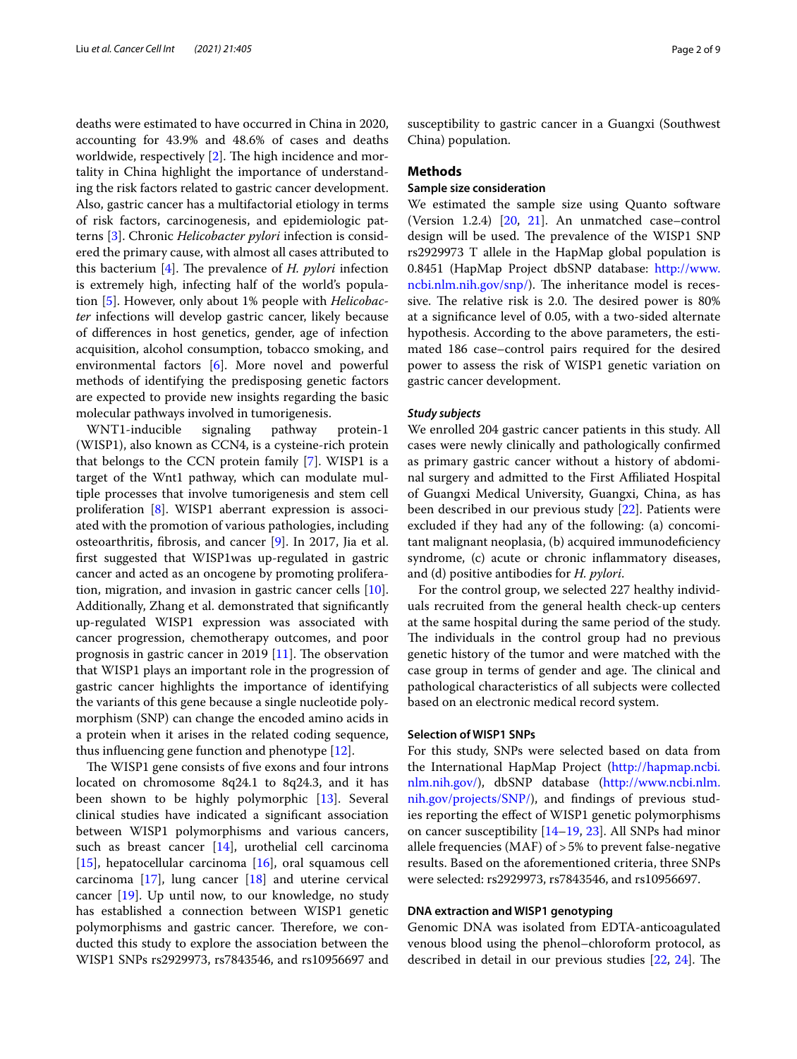deaths were estimated to have occurred in China in 2020, accounting for 43.9% and 48.6% of cases and deaths worldwide, respectively [2]. The high incidence and mortality in China highlight the importance of understanding the risk factors related to gastric cancer development. Also, gastric cancer has a multifactorial etiology in terms of risk factors, carcinogenesis, and epidemiologic patterns [3]. Chronic *Helicobacter pylori* infection is considered the primary cause, with almost all cases attributed to this bacterium [4]. The prevalence of *H. pylori* infection is extremely high, infecting half of the world's population [5]. However, only about 1% people with *Helicobacter* infections will develop gastric cancer, likely because of differences in host genetics, gender, age of infection acquisition, alcohol consumption, tobacco smoking, and environmental factors [6]. More novel and powerful methods of identifying the predisposing genetic factors are expected to provide new insights regarding the basic molecular pathways involved in tumorigenesis.

WNT1-inducible signaling pathway protein-1 (WISP1), also known as CCN4, is a cysteine-rich protein that belongs to the CCN protein family [7]. WISP1 is a target of the Wnt1 pathway, which can modulate multiple processes that involve tumorigenesis and stem cell proliferation [8]. WISP1 aberrant expression is associated with the promotion of various pathologies, including osteoarthritis, fibrosis, and cancer [9]. In 2017, Jia et al. first suggested that WISP1was up-regulated in gastric cancer and acted as an oncogene by promoting proliferation, migration, and invasion in gastric cancer cells [10]. Additionally, Zhang et al. demonstrated that significantly up-regulated WISP1 expression was associated with cancer progression, chemotherapy outcomes, and poor prognosis in gastric cancer in 2019 [11]. The observation that WISP1 plays an important role in the progression of gastric cancer highlights the importance of identifying the variants of this gene because a single nucleotide polymorphism (SNP) can change the encoded amino acids in a protein when it arises in the related coding sequence, thus influencing gene function and phenotype [12].

The WISP1 gene consists of five exons and four introns located on chromosome 8q24.1 to 8q24.3, and it has been shown to be highly polymorphic [13]. Several clinical studies have indicated a significant association between WISP1 polymorphisms and various cancers, such as breast cancer [14], urothelial cell carcinoma [15], hepatocellular carcinoma [16], oral squamous cell carcinoma [17], lung cancer [18] and uterine cervical cancer [19]. Up until now, to our knowledge, no study has established a connection between WISP1 genetic polymorphisms and gastric cancer. Therefore, we conducted this study to explore the association between the WISP1 SNPs rs2929973, rs7843546, and rs10956697 and susceptibility to gastric cancer in a Guangxi (Southwest China) population.

## Methods

### Sample size consideration

We estimated the sample size using Quanto software (Version 1.2.4) [20, 21]. An unmatched case–control design will be used. The prevalence of the WISP1 SNP rs2929973 T allele in the HapMap global population is 0.8451 (HapMap Project dbSNP database: http://www.ncbi.nlm.nih.gov/snp/). The inheritance model is recessive. The relative risk is 2.0. The desired power is 80% at a significance level of 0.05, with a two-sided alternate hypothesis. According to the above parameters, the estimated 186 case–control pairs required for the desired power to assess the risk of WISP1 genetic variation on gastric cancer development.

### *Study subjects*

We enrolled 204 gastric cancer patients in this study. All cases were newly clinically and pathologically confirmed as primary gastric cancer without a history of abdominal surgery and admitted to the First Affiliated Hospital of Guangxi Medical University, Guangxi, China, as has been described in our previous study [22]. Patients were excluded if they had any of the following: (a) concomitant malignant neoplasia, (b) acquired immunodeficiency syndrome, (c) acute or chronic inflammatory diseases, and (d) positive antibodies for *H. pylori*.

For the control group, we selected 227 healthy individuals recruited from the general health check-up centers at the same hospital during the same period of the study. The individuals in the control group had no previous genetic history of the tumor and were matched with the case group in terms of gender and age. The clinical and pathological characteristics of all subjects were collected based on an electronic medical record system.

### Selection of WISP1 SNPs

For this study, SNPs were selected based on data from the International HapMap Project (http://hapmap.ncbi.nlm.nih.gov/), dbSNP database (http://www.ncbi.nlm.nih.gov/projects/SNP/), and findings of previous studies reporting the effect of WISP1 genetic polymorphisms on cancer susceptibility [14–19, 23]. All SNPs had minor allele frequencies (MAF) of > 5% to prevent false-negative results. Based on the aforementioned criteria, three SNPs were selected: rs2929973, rs7843546, and rs10956697.

### DNA extraction and WISP1 genotyping

Genomic DNA was isolated from EDTA-anticoagulated venous blood using the phenol–chloroform protocol, as described in detail in our previous studies [22, 24]. The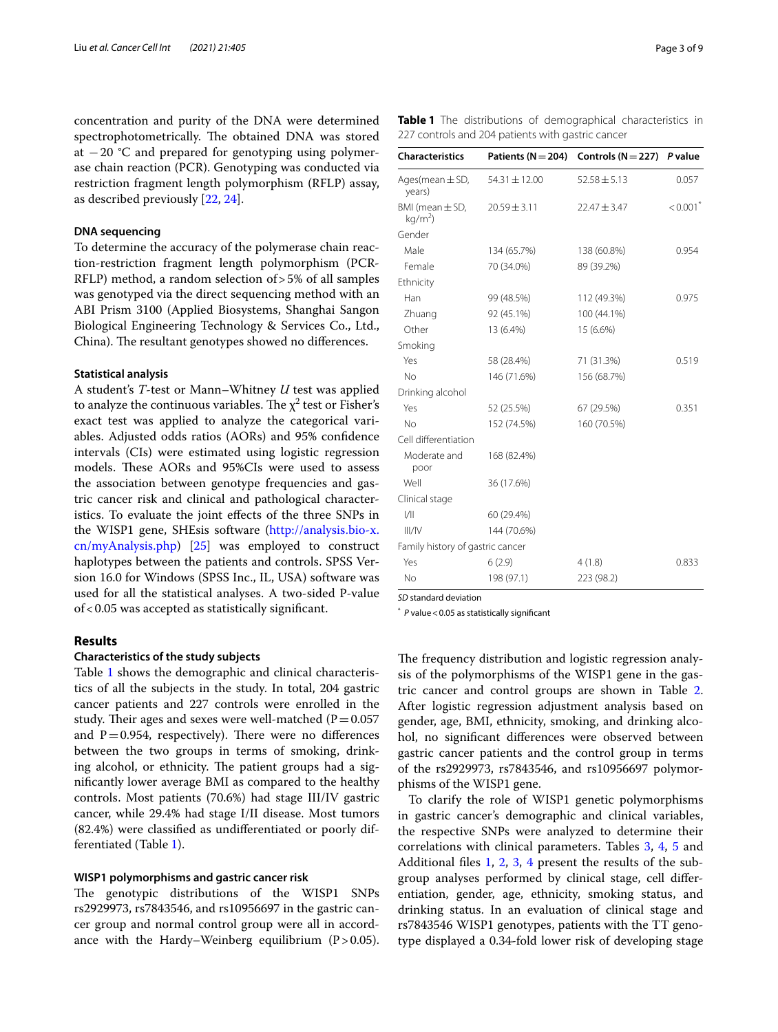concentration and purity of the DNA were determined spectrophotometrically. The obtained DNA was stored at −20 °C and prepared for genotyping using polymerase chain reaction (PCR). Genotyping was conducted via restriction fragment length polymorphism (RFLP) assay, as described previously [22, 24].

### DNA sequencing

To determine the accuracy of the polymerase chain reaction-restriction fragment length polymorphism (PCR-RFLP) method, a random selection of > 5% of all samples was genotyped via the direct sequencing method with an ABI Prism 3100 (Applied Biosystems, Shanghai Sangon Biological Engineering Technology & Services Co., Ltd., China). The resultant genotypes showed no differences.

### Statistical analysis

A student's *T*-test or Mann–Whitney *U* test was applied to analyze the continuous variables. The $\chi^2$ test or Fisher's exact test was applied to analyze the categorical variables. Adjusted odds ratios (AORs) and 95% confidence intervals (CIs) were estimated using logistic regression models. These AORs and 95%CIs were used to assess the association between genotype frequencies and gastric cancer risk and clinical and pathological characteristics. To evaluate the joint effects of the three SNPs in the WISP1 gene, SHEsis software (http://analysis.bio-x.cn/myAnalysis.php) [25] was employed to construct haplotypes between the patients and controls. SPSS Version 16.0 for Windows (SPSS Inc., IL, USA) software was used for all the statistical analyses. A two-sided P-value of < 0.05 was accepted as statistically significant.

## Results

### Characteristics of the study subjects

Table 1 shows the demographic and clinical characteristics of all the subjects in the study. In total, 204 gastric cancer patients and 227 controls were enrolled in the study. Their ages and sexes were well-matched (P = 0.057 and P = 0.954, respectively). There were no differences between the two groups in terms of smoking, drinking alcohol, or ethnicity. The patient groups had a significantly lower average BMI as compared to the healthy controls. Most patients (70.6%) had stage III/IV gastric cancer, while 29.4% had stage I/II disease. Most tumors (82.4%) were classified as undifferentiated or poorly differentiated (Table 1).

**Table 1** The distributions of demographical characteristics in 227 controls and 204 patients with gastric cancer

| Characteristics | Patients (N = 204) | Controls (N = 227) | P value |
|---|---|---|---|
| Ages(mean ± SD, years) | 54.31 ± 12.00 | 52.58 ± 5.13 | 0.057 |
| BMI (mean ± SD, kg/m$^2$) | 20.59 ± 3.11 | 22.47 ± 3.47 | < 0.001* |
| Gender | | | |
| Male | 134 (65.7%) | 138 (60.8%) | 0.954 |
| Female | 70 (34.0%) | 89 (39.2%) | |
| Ethnicity | | | |
| Han | 99 (48.5%) | 112 (49.3%) | 0.975 |
| Zhuang | 92 (45.1%) | 100 (44.1%) | |
| Other | 13 (6.4%) | 15 (6.6%) | |
| Smoking | | | |
| Yes | 58 (28.4%) | 71 (31.3%) | 0.519 |
| No | 146 (71.6%) | 156 (68.7%) | |
| Drinking alcohol | | | |
| Yes | 52 (25.5%) | 67 (29.5%) | 0.351 |
| No | 152 (74.5%) | 160 (70.5%) | |
| Cell differentiation | | | |
| Moderate and poor | 168 (82.4%) | | |
| Well | 36 (17.6%) | | |
| Clinical stage | | | |
| I/II | 60 (29.4%) | | |
| III/IV | 144 (70.6%) | | |
| Family history of gastric cancer | | | |
| Yes | 6 (2.9) | 4 (1.8) | 0.833 |
| No | 198 (97.1) | 223 (98.2) | |

*SD* standard deviation

\* *P* value < 0.05 as statistically significant

### WISP1 polymorphisms and gastric cancer risk

The genotypic distributions of the WISP1 SNPs rs2929973, rs7843546, and rs10956697 in the gastric cancer group and normal control group were all in accordance with the Hardy–Weinberg equilibrium (P > 0.05). The frequency distribution and logistic regression analysis of the polymorphisms of the WISP1 gene in the gastric cancer and control groups are shown in Table 2. After logistic regression adjustment analysis based on gender, age, BMI, ethnicity, smoking, and drinking alcohol, no significant differences were observed between gastric cancer patients and the control group in terms of the rs2929973, rs7843546, and rs10956697 polymorphisms of the WISP1 gene.

To clarify the role of WISP1 genetic polymorphisms in gastric cancer's demographic and clinical variables, the respective SNPs were analyzed to determine their correlations with clinical parameters. Tables 3, 4, 5 and Additional files 1, 2, 3, 4 present the results of the subgroup analyses performed by clinical stage, cell differentiation, gender, age, ethnicity, smoking status, and drinking status. In an evaluation of clinical stage and rs7843546 WISP1 genotypes, patients with the TT genotype displayed a 0.34-fold lower risk of developing stage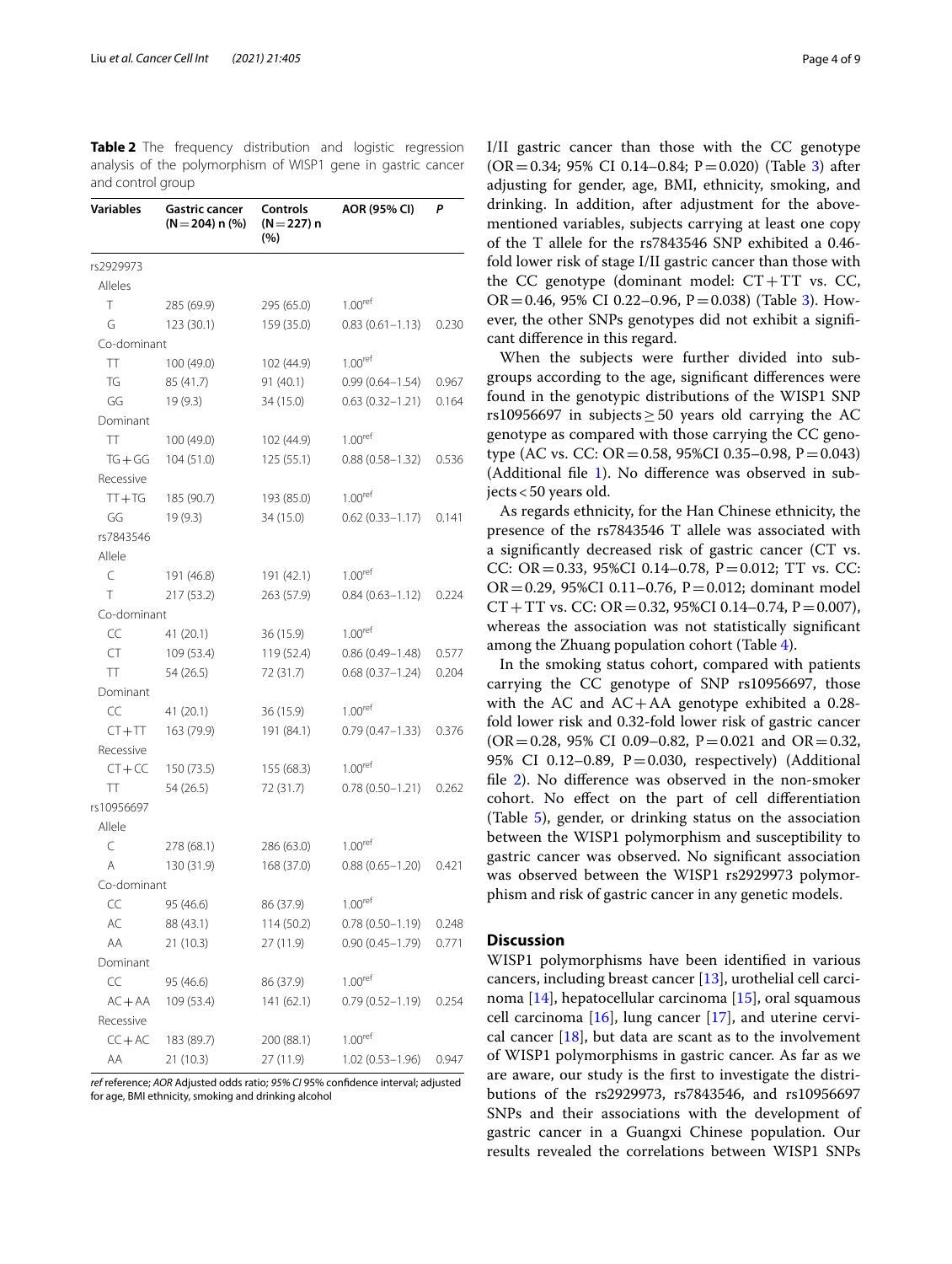**Table 2** The frequency distribution and logistic regression analysis of the polymorphism of WISP1 gene in gastric cancer and control group

| Variables | Gastric cancer (N = 204) n (%) | Controls (N = 227) n (%) | AOR (95% CI) | P |
|---|---|---|---|---|
| rs2929973 | | | | |
| Alleles | | | | |
| T | 285 (69.9) | 295 (65.0) | 1.00[ref] | |
| G | 123 (30.1) | 159 (35.0) | 0.83 (0.61–1.13) | 0.230 |
| Co-dominant | | | | |
| TT | 100 (49.0) | 102 (44.9) | 1.00[ref] | |
| TG | 85 (41.7) | 91 (40.1) | 0.99 (0.64–1.54) | 0.967 |
| GG | 19 (9.3) | 34 (15.0) | 0.63 (0.32–1.21) | 0.164 |
| Dominant | | | | |
| TT | 100 (49.0) | 102 (44.9) | 1.00[ref] | |
| TG + GG | 104 (51.0) | 125 (55.1) | 0.88 (0.58–1.32) | 0.536 |
| Recessive | | | | |
| TT + TG | 185 (90.7) | 193 (85.0) | 1.00[ref] | |
| GG | 19 (9.3) | 34 (15.0) | 0.62 (0.33–1.17) | 0.141 |
| rs7843546 | | | | |
| Allele | | | | |
| C | 191 (46.8) | 191 (42.1) | 1.00[ref] | |
| T | 217 (53.2) | 263 (57.9) | 0.84 (0.63–1.12) | 0.224 |
| Co-dominant | | | | |
| CC | 41 (20.1) | 36 (15.9) | 1.00[ref] | |
| CT | 109 (53.4) | 119 (52.4) | 0.86 (0.49–1.48) | 0.577 |
| TT | 54 (26.5) | 72 (31.7) | 0.68 (0.37–1.24) | 0.204 |
| Dominant | | | | |
| CC | 41 (20.1) | 36 (15.9) | 1.00[ref] | |
| CT + TT | 163 (79.9) | 191 (84.1) | 0.79 (0.47–1.33) | 0.376 |
| Recessive | | | | |
| CT + CC | 150 (73.5) | 155 (68.3) | 1.00[ref] | |
| TT | 54 (26.5) | 72 (31.7) | 0.78 (0.50–1.21) | 0.262 |
| rs10956697 | | | | |
| Allele | | | | |
| C | 278 (68.1) | 286 (63.0) | 1.00[ref] | |
| A | 130 (31.9) | 168 (37.0) | 0.88 (0.65–1.20) | 0.421 |
| Co-dominant | | | | |
| CC | 95 (46.6) | 86 (37.9) | 1.00[ref] | |
| AC | 88 (43.1) | 114 (50.2) | 0.78 (0.50–1.19) | 0.248 |
| AA | 21 (10.3) | 27 (11.9) | 0.90 (0.45–1.79) | 0.771 |
| Dominant | | | | |
| CC | 95 (46.6) | 86 (37.9) | 1.00[ref] | |
| AC + AA | 109 (53.4) | 141 (62.1) | 0.79 (0.52–1.19) | 0.254 |
| Recessive | | | | |
| CC + AC | 183 (89.7) | 200 (88.1) | 1.00[ref] | |
| AA | 21 (10.3) | 27 (11.9) | 1.02 (0.53–1.96) | 0.947 |

*ref* reference; *AOR* Adjusted odds ratio; *95% CI* 95% confidence interval; adjusted for age, BMI ethnicity, smoking and drinking alcohol

I/II gastric cancer than those with the CC genotype (OR = 0.34; 95% CI 0.14–0.84; P = 0.020) (Table 3) after adjusting for gender, age, BMI, ethnicity, smoking, and drinking. In addition, after adjustment for the above-mentioned variables, subjects carrying at least one copy of the T allele for the rs7843546 SNP exhibited a 0.46-fold lower risk of stage I/II gastric cancer than those with the CC genotype (dominant model: CT + TT vs. CC, OR = 0.46, 95% CI 0.22–0.96, P = 0.038) (Table 3). However, the other SNPs genotypes did not exhibit a significant difference in this regard.

When the subjects were further divided into subgroups according to the age, significant differences were found in the genotypic distributions of the WISP1 SNP rs10956697 in subjects ≥ 50 years old carrying the AC genotype as compared with those carrying the CC genotype (AC vs. CC: OR = 0.58, 95%CI 0.35–0.98, P = 0.043) (Additional file 1). No difference was observed in subjects < 50 years old.

As regards ethnicity, for the Han Chinese ethnicity, the presence of the rs7843546 T allele was associated with a significantly decreased risk of gastric cancer (CT vs. CC: OR = 0.33, 95%CI 0.14–0.78, P = 0.012; TT vs. CC: OR = 0.29, 95%CI 0.11–0.76, P = 0.012; dominant model CT + TT vs. CC: OR = 0.32, 95%CI 0.14–0.74, P = 0.007), whereas the association was not statistically significant among the Zhuang population cohort (Table 4).

In the smoking status cohort, compared with patients carrying the CC genotype of SNP rs10956697, those with the AC and AC + AA genotype exhibited a 0.28-fold lower risk and 0.32-fold lower risk of gastric cancer (OR = 0.28, 95% CI 0.09–0.82, P = 0.021 and OR = 0.32, 95% CI 0.12–0.89, P = 0.030, respectively) (Additional file 2). No difference was observed in the non-smoker cohort. No effect on the part of cell differentiation (Table 5), gender, or drinking status on the association between the WISP1 polymorphism and susceptibility to gastric cancer was observed. No significant association was observed between the WISP1 rs2929973 polymorphism and risk of gastric cancer in any genetic models.

## Discussion

WISP1 polymorphisms have been identified in various cancers, including breast cancer [13], urothelial cell carcinoma [14], hepatocellular carcinoma [15], oral squamous cell carcinoma [16], lung cancer [17], and uterine cervical cancer [18], but data are scant as to the involvement of WISP1 polymorphisms in gastric cancer. As far as we are aware, our study is the first to investigate the distributions of the rs2929973, rs7843546, and rs10956697 SNPs and their associations with the development of gastric cancer in a Guangxi Chinese population. Our results revealed the correlations between WISP1 SNPs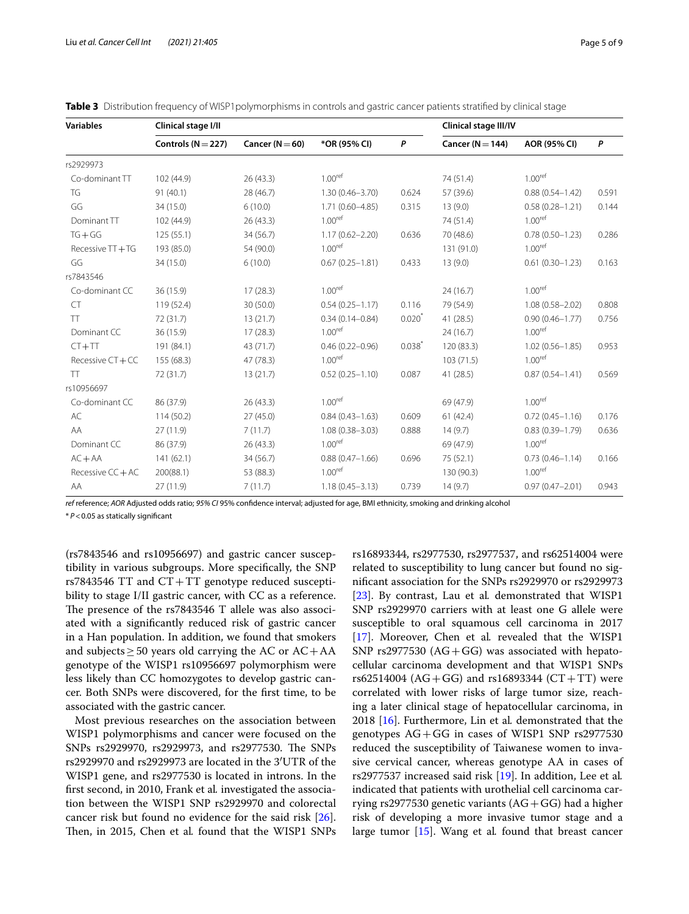**Table 3** Distribution frequency of WISP1polymorphisms in controls and gastric cancer patients stratified by clinical stage

| Variables | Clinical stage I/II | | | | Clinical stage III/IV | | |
|---|---|---|---|---|---|---|---|
| | Controls (N = 227) | Cancer (N = 60) | *OR (95% CI) | P | Cancer (N = 144) | AOR (95% CI) | P |
| rs2929973 | | | | | | | |
| Co-dominant TT | 102 (44.9) | 26 (43.3) | 1.00[ref] | | 74 (51.4) | 1.00[ref] | |
| TG | 91 (40.1) | 28 (46.7) | 1.30 (0.46–3.70) | 0.624 | 57 (39.6) | 0.88 (0.54–1.42) | 0.591 |
| GG | 34 (15.0) | 6 (10.0) | 1.71 (0.60–4.85) | 0.315 | 13 (9.0) | 0.58 (0.28–1.21) | 0.144 |
| Dominant TT | 102 (44.9) | 26 (43.3) | 1.00[ref] | | 74 (51.4) | 1.00[ref] | |
| TG + GG | 125 (55.1) | 34 (56.7) | 1.17 (0.62–2.20) | 0.636 | 70 (48.6) | 0.78 (0.50–1.23) | 0.286 |
| Recessive TT + TG | 193 (85.0) | 54 (90.0) | 1.00[ref] | | 131 (91.0) | 1.00[ref] | |
| GG | 34 (15.0) | 6 (10.0) | 0.67 (0.25–1.81) | 0.433 | 13 (9.0) | 0.61 (0.30–1.23) | 0.163 |
| rs7843546 | | | | | | | |
| Co-dominant CC | 36 (15.9) | 17 (28.3) | 1.00[ref] | | 24 (16.7) | 1.00[ref] | |
| CT | 119 (52.4) | 30 (50.0) | 0.54 (0.25–1.17) | 0.116 | 79 (54.9) | 1.08 (0.58–2.02) | 0.808 |
| TT | 72 (31.7) | 13 (21.7) | 0.34 (0.14–0.84) | 0.020* | 41 (28.5) | 0.90 (0.46–1.77) | 0.756 |
| Dominant CC | 36 (15.9) | 17 (28.3) | 1.00[ref] | | 24 (16.7) | 1.00[ref] | |
| CT + TT | 191 (84.1) | 43 (71.7) | 0.46 (0.22–0.96) | 0.038* | 120 (83.3) | 1.02 (0.56–1.85) | 0.953 |
| Recessive CT + CC | 155 (68.3) | 47 (78.3) | 1.00[ref] | | 103 (71.5) | 1.00[ref] | |
| TT | 72 (31.7) | 13 (21.7) | 0.52 (0.25–1.10) | 0.087 | 41 (28.5) | 0.87 (0.54–1.41) | 0.569 |
| rs10956697 | | | | | | | |
| Co-dominant CC | 86 (37.9) | 26 (43.3) | 1.00[ref] | | 69 (47.9) | 1.00[ref] | |
| AC | 114 (50.2) | 27 (45.0) | 0.84 (0.43–1.63) | 0.609 | 61 (42.4) | 0.72 (0.45–1.16) | 0.176 |
| AA | 27 (11.9) | 7 (11.7) | 1.08 (0.38–3.03) | 0.888 | 14 (9.7) | 0.83 (0.39–1.79) | 0.636 |
| Dominant CC | 86 (37.9) | 26 (43.3) | 1.00[ref] | | 69 (47.9) | 1.00[ref] | |
| AC + AA | 141 (62.1) | 34 (56.7) | 0.88 (0.47–1.66) | 0.696 | 75 (52.1) | 0.73 (0.46–1.14) | 0.166 |
| Recessive CC + AC | 200(88.1) | 53 (88.3) | 1.00[ref] | | 130 (90.3) | 1.00[ref] | |
| AA | 27 (11.9) | 7 (11.7) | 1.18 (0.45–3.13) | 0.739 | 14 (9.7) | 0.97 (0.47–2.01) | 0.943 |

*ref* reference; *AOR* Adjusted odds ratio; *95% CI* 95% confidence interval; adjusted for age, BMI ethnicity, smoking and drinking alcohol

\* $P < 0.05$ as statically significant

(rs7843546 and rs10956697) and gastric cancer susceptibility in various subgroups. More specifically, the SNP rs7843546 TT and CT + TT genotype reduced susceptibility to stage I/II gastric cancer, with CC as a reference. The presence of the rs7843546 T allele was also associated with a significantly reduced risk of gastric cancer in a Han population. In addition, we found that smokers and subjects ≥ 50 years old carrying the AC or AC + AA genotype of the WISP1 rs10956697 polymorphism were less likely than CC homozygotes to develop gastric cancer. Both SNPs were discovered, for the first time, to be associated with the gastric cancer.

Most previous researches on the association between WISP1 polymorphisms and cancer were focused on the SNPs rs2929970, rs2929973, and rs2977530. The SNPs rs2929970 and rs2929973 are located in the 3′UTR of the WISP1 gene, and rs2977530 is located in introns. In the first second, in 2010, Frank et al. investigated the association between the WISP1 SNP rs2929970 and colorectal cancer risk but found no evidence for the said risk [26]. Then, in 2015, Chen et al. found that the WISP1 SNPs rs16893344, rs2977530, rs2977537, and rs62514004 were related to susceptibility to lung cancer but found no significant association for the SNPs rs2929970 or rs2929973 [23]. By contrast, Lau et al. demonstrated that WISP1 SNP rs2929970 carriers with at least one G allele were susceptible to oral squamous cell carcinoma in 2017 [17]. Moreover, Chen et al. revealed that the WISP1 SNP rs2977530 (AG + GG) was associated with hepatocellular carcinoma development and that WISP1 SNPs rs62514004 (AG + GG) and rs16893344 (CT + TT) were correlated with lower risks of large tumor size, reaching a later clinical stage of hepatocellular carcinoma, in 2018 [16]. Furthermore, Lin et al. demonstrated that the genotypes AG + GG in cases of WISP1 SNP rs2977530 reduced the susceptibility of Taiwanese women to invasive cervical cancer, whereas genotype AA in cases of rs2977537 increased said risk [19]. In addition, Lee et al. indicated that patients with urothelial cell carcinoma carrying rs2977530 genetic variants (AG + GG) had a higher risk of developing a more invasive tumor stage and a large tumor [15]. Wang et al. found that breast cancer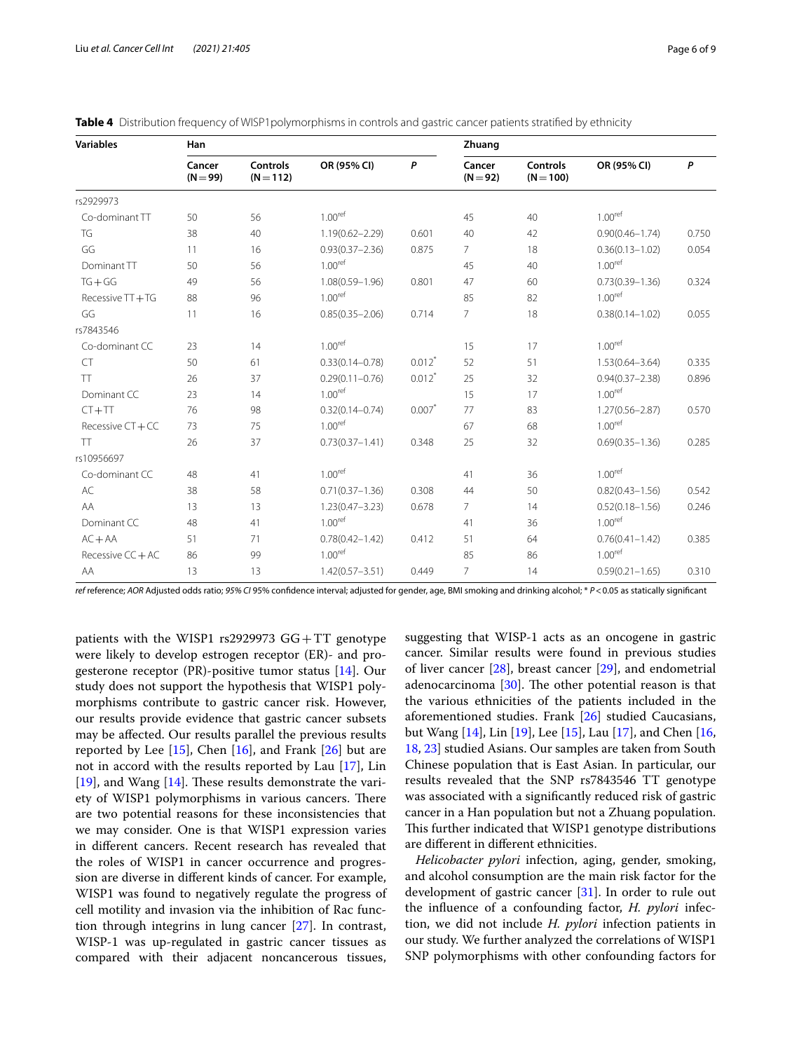**Table 4** Distribution frequency of WISP1polymorphisms in controls and gastric cancer patients stratified by ethnicity

| Variables | Han | | | | Zhuang | | | |
|---|---|---|---|---|---|---|---|---|
| | Cancer (N = 99) | Controls (N = 112) | OR (95% CI) | *P* | Cancer (N = 92) | Controls (N = 100) | OR (95% CI) | *P* |
| rs2929973 | | | | | | | | |
| Co-dominant TT | 50 | 56 | 1.00[ref] | | 45 | 40 | 1.00[ref] | |
| TG | 38 | 40 | 1.19(0.62–2.29) | 0.601 | 40 | 42 | 0.90(0.46–1.74) | 0.750 |
| GG | 11 | 16 | 0.93(0.37–2.36) | 0.875 | 7 | 18 | 0.36(0.13–1.02) | 0.054 |
| Dominant TT | 50 | 56 | 1.00[ref] | | 45 | 40 | 1.00[ref] | |
| TG + GG | 49 | 56 | 1.08(0.59–1.96) | 0.801 | 47 | 60 | 0.73(0.39–1.36) | 0.324 |
| Recessive TT + TG | 88 | 96 | 1.00[ref] | | 85 | 82 | 1.00[ref] | |
| GG | 11 | 16 | 0.85(0.35–2.06) | 0.714 | 7 | 18 | 0.38(0.14–1.02) | 0.055 |
| rs7843546 | | | | | | | | |
| Co-dominant CC | 23 | 14 | 1.00[ref] | | 15 | 17 | 1.00[ref] | |
| CT | 50 | 61 | 0.33(0.14–0.78) | 0.012* | 52 | 51 | 1.53(0.64–3.64) | 0.335 |
| TT | 26 | 37 | 0.29(0.11–0.76) | 0.012* | 25 | 32 | 0.94(0.37–2.38) | 0.896 |
| Dominant CC | 23 | 14 | 1.00[ref] | | 15 | 17 | 1.00[ref] | |
| CT + TT | 76 | 98 | 0.32(0.14–0.74) | 0.007* | 77 | 83 | 1.27(0.56–2.87) | 0.570 |
| Recessive CT + CC | 73 | 75 | 1.00[ref] | | 67 | 68 | 1.00[ref] | |
| TT | 26 | 37 | 0.73(0.37–1.41) | 0.348 | 25 | 32 | 0.69(0.35–1.36) | 0.285 |
| rs10956697 | | | | | | | | |
| Co-dominant CC | 48 | 41 | 1.00[ref] | | 41 | 36 | 1.00[ref] | |
| AC | 38 | 58 | 0.71(0.37–1.36) | 0.308 | 44 | 50 | 0.82(0.43–1.56) | 0.542 |
| AA | 13 | 13 | 1.23(0.47–3.23) | 0.678 | 7 | 14 | 0.52(0.18–1.56) | 0.246 |
| Dominant CC | 48 | 41 | 1.00[ref] | | 41 | 36 | 1.00[ref] | |
| AC + AA | 51 | 71 | 0.78(0.42–1.42) | 0.412 | 51 | 64 | 0.76(0.41–1.42) | 0.385 |
| Recessive CC + AC | 86 | 99 | 1.00[ref] | | 85 | 86 | 1.00[ref] | |
| AA | 13 | 13 | 1.42(0.57–3.51) | 0.449 | 7 | 14 | 0.59(0.21–1.65) | 0.310 |

*ref* reference; *AOR* Adjusted odds ratio; *95% CI* 95% confidence interval; adjusted for gender, age, BMI smoking and drinking alcohol; * *P* < 0.05 as statically significant

patients with the WISP1 rs2929973 GG + TT genotype were likely to develop estrogen receptor (ER)- and progesterone receptor (PR)-positive tumor status [14]. Our study does not support the hypothesis that WISP1 polymorphisms contribute to gastric cancer risk. However, our results provide evidence that gastric cancer subsets may be affected. Our results parallel the previous results reported by Lee [15], Chen [16], and Frank [26] but are not in accord with the results reported by Lau [17], Lin [19], and Wang [14]. These results demonstrate the variety of WISP1 polymorphisms in various cancers. There are two potential reasons for these inconsistencies that we may consider. One is that WISP1 expression varies in different cancers. Recent research has revealed that the roles of WISP1 in cancer occurrence and progression are diverse in different kinds of cancer. For example, WISP1 was found to negatively regulate the progress of cell motility and invasion via the inhibition of Rac function through integrins in lung cancer [27]. In contrast, WISP-1 was up-regulated in gastric cancer tissues as compared with their adjacent noncancerous tissues, suggesting that WISP-1 acts as an oncogene in gastric cancer. Similar results were found in previous studies of liver cancer [28], breast cancer [29], and endometrial adenocarcinoma [30]. The other potential reason is that the various ethnicities of the patients included in the aforementioned studies. Frank [26] studied Caucasians, but Wang [14], Lin [19], Lee [15], Lau [17], and Chen [16, 18, 23] studied Asians. Our samples are taken from South Chinese population that is East Asian. In particular, our results revealed that the SNP rs7843546 TT genotype was associated with a significantly reduced risk of gastric cancer in a Han population but not a Zhuang population. This further indicated that WISP1 genotype distributions are different in different ethnicities.

*Helicobacter pylori* infection, aging, gender, smoking, and alcohol consumption are the main risk factor for the development of gastric cancer [31]. In order to rule out the influence of a confounding factor, *H. pylori* infection, we did not include *H. pylori* infection patients in our study. We further analyzed the correlations of WISP1 SNP polymorphisms with other confounding factors for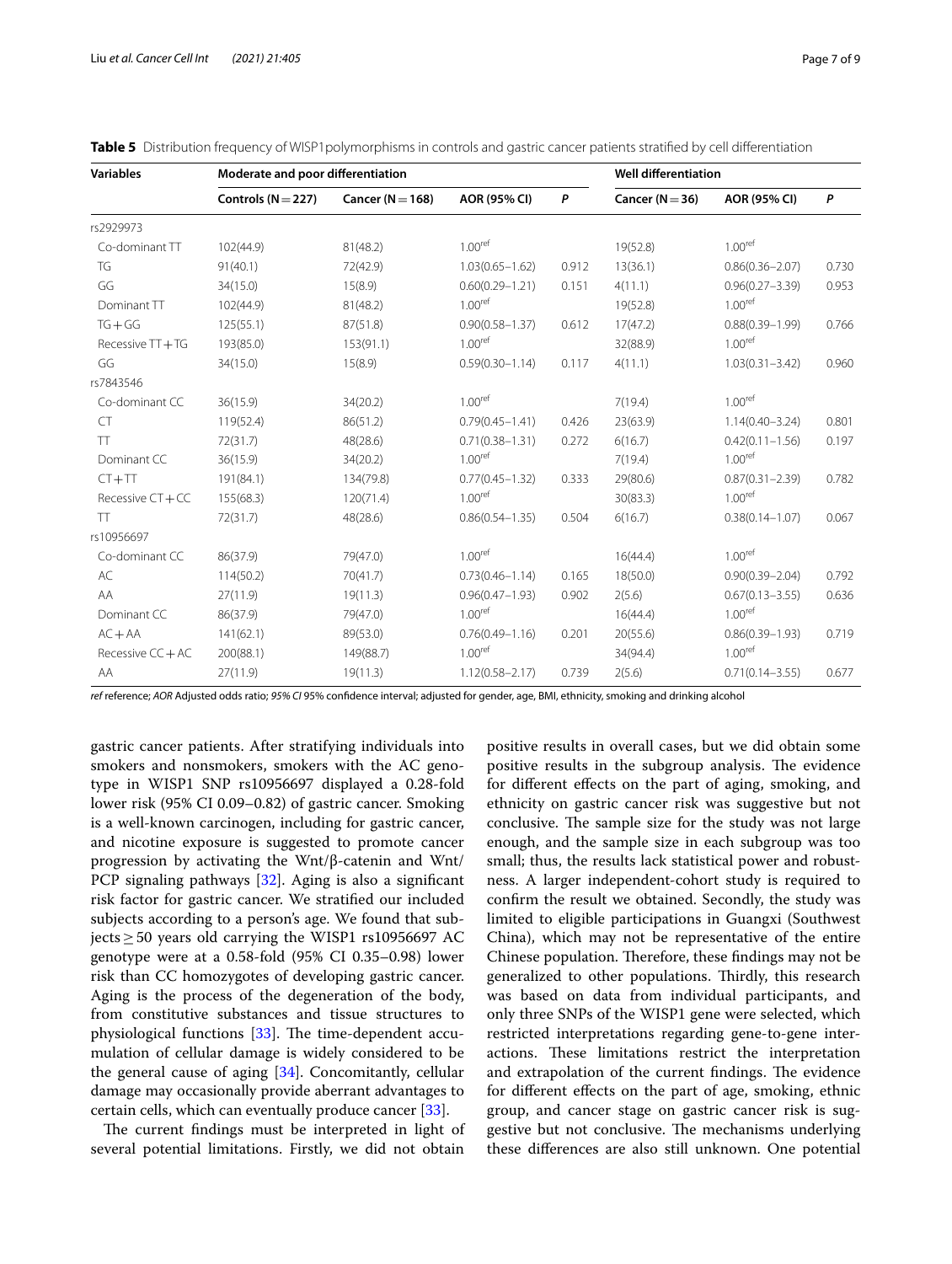**Table 5** Distribution frequency of WISP1polymorphisms in controls and gastric cancer patients stratified by cell differentiation

| Variables | Moderate and poor differentiation | | | | Well differentiation | | |
|---|---|---|---|---|---|---|---|
| | Controls (N = 227) | Cancer (N = 168) | AOR (95% CI) | *P* | Cancer (N = 36) | AOR (95% CI) | *P* |
| rs2929973 | | | | | | | |
| Co-dominant TT | 102(44.9) | 81(48.2) | 1.00[ref] | | 19(52.8) | 1.00[ref] | |
| TG | 91(40.1) | 72(42.9) | 1.03(0.65–1.62) | 0.912 | 13(36.1) | 0.86(0.36–2.07) | 0.730 |
| GG | 34(15.0) | 15(8.9) | 0.60(0.29–1.21) | 0.151 | 4(11.1) | 0.96(0.27–3.39) | 0.953 |
| Dominant TT | 102(44.9) | 81(48.2) | 1.00[ref] | | 19(52.8) | 1.00[ref] | |
| TG + GG | 125(55.1) | 87(51.8) | 0.90(0.58–1.37) | 0.612 | 17(47.2) | 0.88(0.39–1.99) | 0.766 |
| Recessive TT + TG | 193(85.0) | 153(91.1) | 1.00[ref] | | 32(88.9) | 1.00[ref] | |
| GG | 34(15.0) | 15(8.9) | 0.59(0.30–1.14) | 0.117 | 4(11.1) | 1.03(0.31–3.42) | 0.960 |
| rs7843546 | | | | | | | |
| Co-dominant CC | 36(15.9) | 34(20.2) | 1.00[ref] | | 7(19.4) | 1.00[ref] | |
| CT | 119(52.4) | 86(51.2) | 0.79(0.45–1.41) | 0.426 | 23(63.9) | 1.14(0.40–3.24) | 0.801 |
| TT | 72(31.7) | 48(28.6) | 0.71(0.38–1.31) | 0.272 | 6(16.7) | 0.42(0.11–1.56) | 0.197 |
| Dominant CC | 36(15.9) | 34(20.2) | 1.00[ref] | | 7(19.4) | 1.00[ref] | |
| CT + TT | 191(84.1) | 134(79.8) | 0.77(0.45–1.32) | 0.333 | 29(80.6) | 0.87(0.31–2.39) | 0.782 |
| Recessive CT + CC | 155(68.3) | 120(71.4) | 1.00[ref] | | 30(83.3) | 1.00[ref] | |
| TT | 72(31.7) | 48(28.6) | 0.86(0.54–1.35) | 0.504 | 6(16.7) | 0.38(0.14–1.07) | 0.067 |
| rs10956697 | | | | | | | |
| Co-dominant CC | 86(37.9) | 79(47.0) | 1.00[ref] | | 16(44.4) | 1.00[ref] | |
| AC | 114(50.2) | 70(41.7) | 0.73(0.46–1.14) | 0.165 | 18(50.0) | 0.90(0.39–2.04) | 0.792 |
| AA | 27(11.9) | 19(11.3) | 0.96(0.47–1.93) | 0.902 | 2(5.6) | 0.67(0.13–3.55) | 0.636 |
| Dominant CC | 86(37.9) | 79(47.0) | 1.00[ref] | | 16(44.4) | 1.00[ref] | |
| AC + AA | 141(62.1) | 89(53.0) | 0.76(0.49–1.16) | 0.201 | 20(55.6) | 0.86(0.39–1.93) | 0.719 |
| Recessive CC + AC | 200(88.1) | 149(88.7) | 1.00[ref] | | 34(94.4) | 1.00[ref] | |
| AA | 27(11.9) | 19(11.3) | 1.12(0.58–2.17) | 0.739 | 2(5.6) | 0.71(0.14–3.55) | 0.677 |

*ref* reference; *AOR* Adjusted odds ratio; *95% CI* 95% confidence interval; adjusted for gender, age, BMI, ethnicity, smoking and drinking alcohol

gastric cancer patients. After stratifying individuals into smokers and nonsmokers, smokers with the AC genotype in WISP1 SNP rs10956697 displayed a 0.28-fold lower risk (95% CI 0.09–0.82) of gastric cancer. Smoking is a well-known carcinogen, including for gastric cancer, and nicotine exposure is suggested to promote cancer progression by activating the Wnt/β-catenin and Wnt/PCP signaling pathways [32]. Aging is also a significant risk factor for gastric cancer. We stratified our included subjects according to a person's age. We found that subjects ≥ 50 years old carrying the WISP1 rs10956697 AC genotype were at a 0.58-fold (95% CI 0.35–0.98) lower risk than CC homozygotes of developing gastric cancer. Aging is the process of the degeneration of the body, from constitutive substances and tissue structures to physiological functions [33]. The time-dependent accumulation of cellular damage is widely considered to be the general cause of aging [34]. Concomitantly, cellular damage may occasionally provide aberrant advantages to certain cells, which can eventually produce cancer [33].

The current findings must be interpreted in light of several potential limitations. Firstly, we did not obtain positive results in overall cases, but we did obtain some positive results in the subgroup analysis. The evidence for different effects on the part of aging, smoking, and ethnicity on gastric cancer risk was suggestive but not conclusive. The sample size for the study was not large enough, and the sample size in each subgroup was too small; thus, the results lack statistical power and robustness. A larger independent-cohort study is required to confirm the result we obtained. Secondly, the study was limited to eligible participations in Guangxi (Southwest China), which may not be representative of the entire Chinese population. Therefore, these findings may not be generalized to other populations. Thirdly, this research was based on data from individual participants, and only three SNPs of the WISP1 gene were selected, which restricted interpretations regarding gene-to-gene interactions. These limitations restrict the interpretation and extrapolation of the current findings. The evidence for different effects on the part of age, smoking, ethnic group, and cancer stage on gastric cancer risk is suggestive but not conclusive. The mechanisms underlying these differences are also still unknown. One potential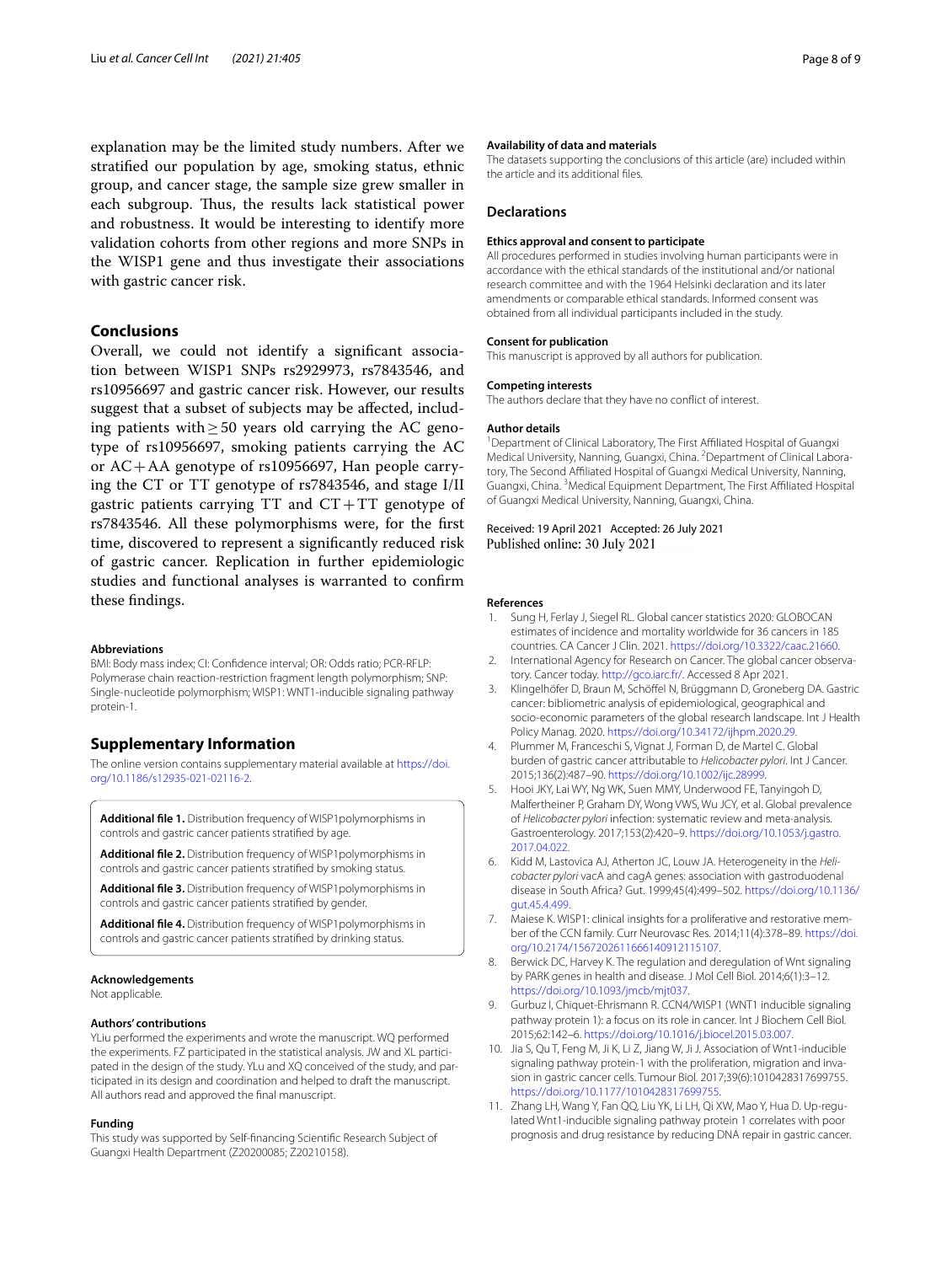explanation may be the limited study numbers. After we stratified our population by age, smoking status, ethnic group, and cancer stage, the sample size grew smaller in each subgroup. Thus, the results lack statistical power and robustness. It would be interesting to identify more validation cohorts from other regions and more SNPs in the WISP1 gene and thus investigate their associations with gastric cancer risk.

## Conclusions

Overall, we could not identify a significant association between WISP1 SNPs rs2929973, rs7843546, and rs10956697 and gastric cancer risk. However, our results suggest that a subset of subjects may be affected, including patients with $\geq 50$ years old carrying the AC genotype of rs10956697, smoking patients carrying the AC or AC + AA genotype of rs10956697, Han people carrying the CT or TT genotype of rs7843546, and stage I/II gastric patients carrying TT and CT + TT genotype of rs7843546. All these polymorphisms were, for the first time, discovered to represent a significantly reduced risk of gastric cancer. Replication in further epidemiologic studies and functional analyses is warranted to confirm these findings.

### Abbreviations

BMI: Body mass index; CI: Confidence interval; OR: Odds ratio; PCR-RFLP: Polymerase chain reaction-restriction fragment length polymorphism; SNP: Single-nucleotide polymorphism; WISP1: WNT1-inducible signaling pathway protein-1.

## Supplementary Information

The online version contains supplementary material available at https://doi.org/10.1186/s12935-021-02116-2.

**Additional file 1.** Distribution frequency of WISP1polymorphisms in controls and gastric cancer patients stratified by age.

**Additional file 2.** Distribution frequency of WISP1polymorphisms in controls and gastric cancer patients stratified by smoking status.

**Additional file 3.** Distribution frequency of WISP1polymorphisms in controls and gastric cancer patients stratified by gender.

**Additional file 4.** Distribution frequency of WISP1polymorphisms in controls and gastric cancer patients stratified by drinking status.

### Acknowledgements

Not applicable.

### Authors' contributions

YLiu performed the experiments and wrote the manuscript. WQ performed the experiments. FZ participated in the statistical analysis. JW and XL participated in the design of the study. YLu and XQ conceived of the study, and participated in its design and coordination and helped to draft the manuscript. All authors read and approved the final manuscript.

### Funding

This study was supported by Self-financing Scientific Research Subject of Guangxi Health Department (Z20200085; Z20210158).

### Availability of data and materials

The datasets supporting the conclusions of this article (are) included within the article and its additional files.

## Declarations

### Ethics approval and consent to participate

All procedures performed in studies involving human participants were in accordance with the ethical standards of the institutional and/or national research committee and with the 1964 Helsinki declaration and its later amendments or comparable ethical standards. Informed consent was obtained from all individual participants included in the study.

### Consent for publication

This manuscript is approved by all authors for publication.

### Competing interests

The authors declare that they have no conflict of interest.

### Author details

[1]Department of Clinical Laboratory, The First Affiliated Hospital of Guangxi Medical University, Nanning, Guangxi, China. [2]Department of Clinical Laboratory, The Second Affiliated Hospital of Guangxi Medical University, Nanning, Guangxi, China. [3]Medical Equipment Department, The First Affiliated Hospital of Guangxi Medical University, Nanning, Guangxi, China.

Received: 19 April 2021 Accepted: 26 July 2021
Published online: 30 July 2021

### References

1. Sung H, Ferlay J, Siegel RL. Global cancer statistics 2020: GLOBOCAN estimates of incidence and mortality worldwide for 36 cancers in 185 countries. CA Cancer J Clin. 2021. https://doi.org/10.3322/caac.21660.
2. International Agency for Research on Cancer. The global cancer observatory. Cancer today. http://gco.iarc.fr/. Accessed 8 Apr 2021.
3. Klingelhöfer D, Braun M, Schöffel N, Brüggmann D, Groneberg DA. Gastric cancer: bibliometric analysis of epidemiological, geographical and socio-economic parameters of the global research landscape. Int J Health Policy Manag. 2020. https://doi.org/10.34172/ijhpm.2020.29.
4. Plummer M, Franceschi S, Vignat J, Forman D, de Martel C. Global burden of gastric cancer attributable to *Helicobacter pylori*. Int J Cancer. 2015;136(2):487–90. https://doi.org/10.1002/ijc.28999.
5. Hooi JKY, Lai WY, Ng WK, Suen MMY, Underwood FE, Tanyingoh D, Malfertheiner P, Graham DY, Wong VWS, Wu JCY, et al. Global prevalence of *Helicobacter pylori* infection: systematic review and meta-analysis. Gastroenterology. 2017;153(2):420–9. https://doi.org/10.1053/j.gastro.2017.04.022.
6. Kidd M, Lastovica AJ, Atherton JC, Louw JA. Heterogeneity in the *Helicobacter pylori* vacA and cagA genes: association with gastroduodenal disease in South Africa? Gut. 1999;45(4):499–502. https://doi.org/10.1136/gut.45.4.499.
7. Maiese K. WISP1: clinical insights for a proliferative and restorative member of the CCN family. Curr Neurovasc Res. 2014;11(4):378–89. https://doi.org/10.2174/1567202611666140912115107.
8. Berwick DC, Harvey K. The regulation and deregulation of Wnt signaling by PARK genes in health and disease. J Mol Cell Biol. 2014;6(1):3–12. https://doi.org/10.1093/jmcb/mjt037.
9. Gurbuz I, Chiquet-Ehrismann R. CCN4/WISP1 (WNT1 inducible signaling pathway protein 1): a focus on its role in cancer. Int J Biochem Cell Biol. 2015;62:142–6. https://doi.org/10.1016/j.biocel.2015.03.007.
10. Jia S, Qu T, Feng M, Ji K, Li Z, Jiang W, Ji J. Association of Wnt1-inducible signaling pathway protein-1 with the proliferation, migration and invasion in gastric cancer cells. Tumour Biol. 2017;39(6):1010428317699755. https://doi.org/10.1177/1010428317699755.
11. Zhang LH, Wang Y, Fan QQ, Liu YK, Li LH, Qi XW, Mao Y, Hua D. Up-regulated Wnt1-inducible signaling pathway protein 1 correlates with poor prognosis and drug resistance by reducing DNA repair in gastric cancer.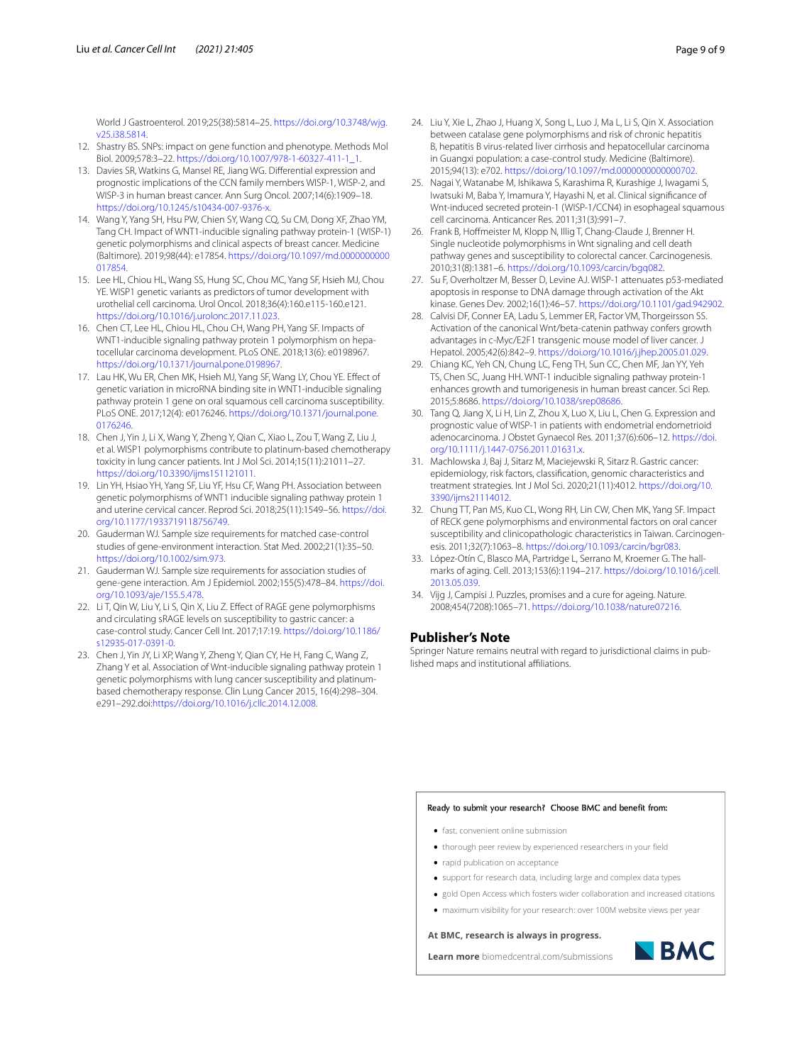World J Gastroenterol. 2019;25(38):5814–25. https://doi.org/10.3748/wjg.v25.i38.5814.

12. Shastry BS. SNPs: impact on gene function and phenotype. Methods Mol Biol. 2009;578:3–22. https://doi.org/10.1007/978-1-60327-411-1_1.
13. Davies SR, Watkins G, Mansel RE, Jiang WG. Differential expression and prognostic implications of the CCN family members WISP-1, WISP-2, and WISP-3 in human breast cancer. Ann Surg Oncol. 2007;14(6):1909–18. https://doi.org/10.1245/s10434-007-9376-x.
14. Wang Y, Yang SH, Hsu PW, Chien SY, Wang CQ, Su CM, Dong XF, Zhao YM, Tang CH. Impact of WNT1-inducible signaling pathway protein-1 (WISP-1) genetic polymorphisms and clinical aspects of breast cancer. Medicine (Baltimore). 2019;98(44): e17854. https://doi.org/10.1097/md.0000000000017854.
15. Lee HL, Chiou HL, Wang SS, Hung SC, Chou MC, Yang SF, Hsieh MJ, Chou YE. WISP1 genetic variants as predictors of tumor development with urothelial cell carcinoma. Urol Oncol. 2018;36(4):160.e115-160.e121. https://doi.org/10.1016/j.urolonc.2017.11.023.
16. Chen CT, Lee HL, Chiou HL, Chou CH, Wang PH, Yang SF. Impacts of WNT1-inducible signaling pathway protein 1 polymorphism on hepatocellular carcinoma development. PLoS ONE. 2018;13(6): e0198967. https://doi.org/10.1371/journal.pone.0198967.
17. Lau HK, Wu ER, Chen MK, Hsieh MJ, Yang SF, Wang LY, Chou YE. Effect of genetic variation in microRNA binding site in WNT1-inducible signaling pathway protein 1 gene on oral squamous cell carcinoma susceptibility. PLoS ONE. 2017;12(4): e0176246. https://doi.org/10.1371/journal.pone.0176246.
18. Chen J, Yin J, Li X, Wang Y, Zheng Y, Qian C, Xiao L, Zou T, Wang Z, Liu J, et al. WISP1 polymorphisms contribute to platinum-based chemotherapy toxicity in lung cancer patients. Int J Mol Sci. 2014;15(11):21011–27. https://doi.org/10.3390/ijms151121011.
19. Lin YH, Hsiao YH, Yang SF, Liu YF, Hsu CF, Wang PH. Association between genetic polymorphisms of WNT1 inducible signaling pathway protein 1 and uterine cervical cancer. Reprod Sci. 2018;25(11):1549–56. https://doi.org/10.1177/1933719118756749.
20. Gauderman WJ. Sample size requirements for matched case-control studies of gene-environment interaction. Stat Med. 2002;21(1):35–50. https://doi.org/10.1002/sim.973.
21. Gauderman WJ. Sample size requirements for association studies of gene-gene interaction. Am J Epidemiol. 2002;155(5):478–84. https://doi.org/10.1093/aje/155.5.478.
22. Li T, Qin W, Liu Y, Li S, Qin X, Liu Z. Effect of RAGE gene polymorphisms and circulating sRAGE levels on susceptibility to gastric cancer: a case-control study. Cancer Cell Int. 2017;17:19. https://doi.org/10.1186/s12935-017-0391-0.
23. Chen J, Yin JY, Li XP, Wang Y, Zheng Y, Qian CY, He H, Fang C, Wang Z, Zhang Y et al. Association of Wnt-inducible signaling pathway protein 1 genetic polymorphisms with lung cancer susceptibility and platinum-based chemotherapy response. Clin Lung Cancer 2015, 16(4):298–304. e291–292.doi:https://doi.org/10.1016/j.cllc.2014.12.008.
24. Liu Y, Xie L, Zhao J, Huang X, Song L, Luo J, Ma L, Li S, Qin X. Association between catalase gene polymorphisms and risk of chronic hepatitis B, hepatitis B virus-related liver cirrhosis and hepatocellular carcinoma in Guangxi population: a case-control study. Medicine (Baltimore). 2015;94(13): e702. https://doi.org/10.1097/md.0000000000000702.
25. Nagai Y, Watanabe M, Ishikawa S, Karashima R, Kurashige J, Iwagami S, Iwatsuki M, Baba Y, Imamura Y, Hayashi N, et al. Clinical significance of Wnt-induced secreted protein-1 (WISP-1/CCN4) in esophageal squamous cell carcinoma. Anticancer Res. 2011;31(3):991–7.
26. Frank B, Hoffmeister M, Klopp N, Illig T, Chang-Claude J, Brenner H. Single nucleotide polymorphisms in Wnt signaling and cell death pathway genes and susceptibility to colorectal cancer. Carcinogenesis. 2010;31(8):1381–6. https://doi.org/10.1093/carcin/bgq082.
27. Su F, Overholtzer M, Besser D, Levine AJ. WISP-1 attenuates p53-mediated apoptosis in response to DNA damage through activation of the Akt kinase. Genes Dev. 2002;16(1):46–57. https://doi.org/10.1101/gad.942902.
28. Calvisi DF, Conner EA, Ladu S, Lemmer ER, Factor VM, Thorgeirsson SS. Activation of the canonical Wnt/beta-catenin pathway confers growth advantages in c-Myc/E2F1 transgenic mouse model of liver cancer. J Hepatol. 2005;42(6):842–9. https://doi.org/10.1016/j.jhep.2005.01.029.
29. Chiang KC, Yeh CN, Chung LC, Feng TH, Sun CC, Chen MF, Jan YY, Yeh TS, Chen SC, Juang HH. WNT-1 inducible signaling pathway protein-1 enhances growth and tumorigenesis in human breast cancer. Sci Rep. 2015;5:8686. https://doi.org/10.1038/srep08686.
30. Tang Q, Jiang X, Li H, Lin Z, Zhou X, Luo X, Liu L, Chen G. Expression and prognostic value of WISP-1 in patients with endometrial endometrioid adenocarcinoma. J Obstet Gynaecol Res. 2011;37(6):606–12. https://doi.org/10.1111/j.1447-0756.2011.01631.x.
31. Machlowska J, Baj J, Sitarz M, Maciejewski R, Sitarz R. Gastric cancer: epidemiology, risk factors, classification, genomic characteristics and treatment strategies. Int J Mol Sci. 2020;21(11):4012. https://doi.org/10.3390/ijms21114012.
32. Chung TT, Pan MS, Kuo CL, Wong RH, Lin CW, Chen MK, Yang SF. Impact of RECK gene polymorphisms and environmental factors on oral cancer susceptibility and clinicopathologic characteristics in Taiwan. Carcinogenesis. 2011;32(7):1063–8. https://doi.org/10.1093/carcin/bgr083.
33. López-Otín C, Blasco MA, Partridge L, Serrano M, Kroemer G. The hallmarks of aging. Cell. 2013;153(6):1194–217. https://doi.org/10.1016/j.cell.2013.05.039.
34. Vijg J, Campisi J. Puzzles, promises and a cure for ageing. Nature. 2008;454(7208):1065–71. https://doi.org/10.1038/nature07216.

## Publisher's Note

Springer Nature remains neutral with regard to jurisdictional claims in published maps and institutional affiliations.

Ready to submit your research? Choose BMC and benefit from:

- fast, convenient online submission
- thorough peer review by experienced researchers in your field
- rapid publication on acceptance
- support for research data, including large and complex data types
- gold Open Access which fosters wider collaboration and increased citations
- maximum visibility for your research: over 100M website views per year

**At BMC, research is always in progress.**

**Learn more** biomedcentral.com/submissions

BMC